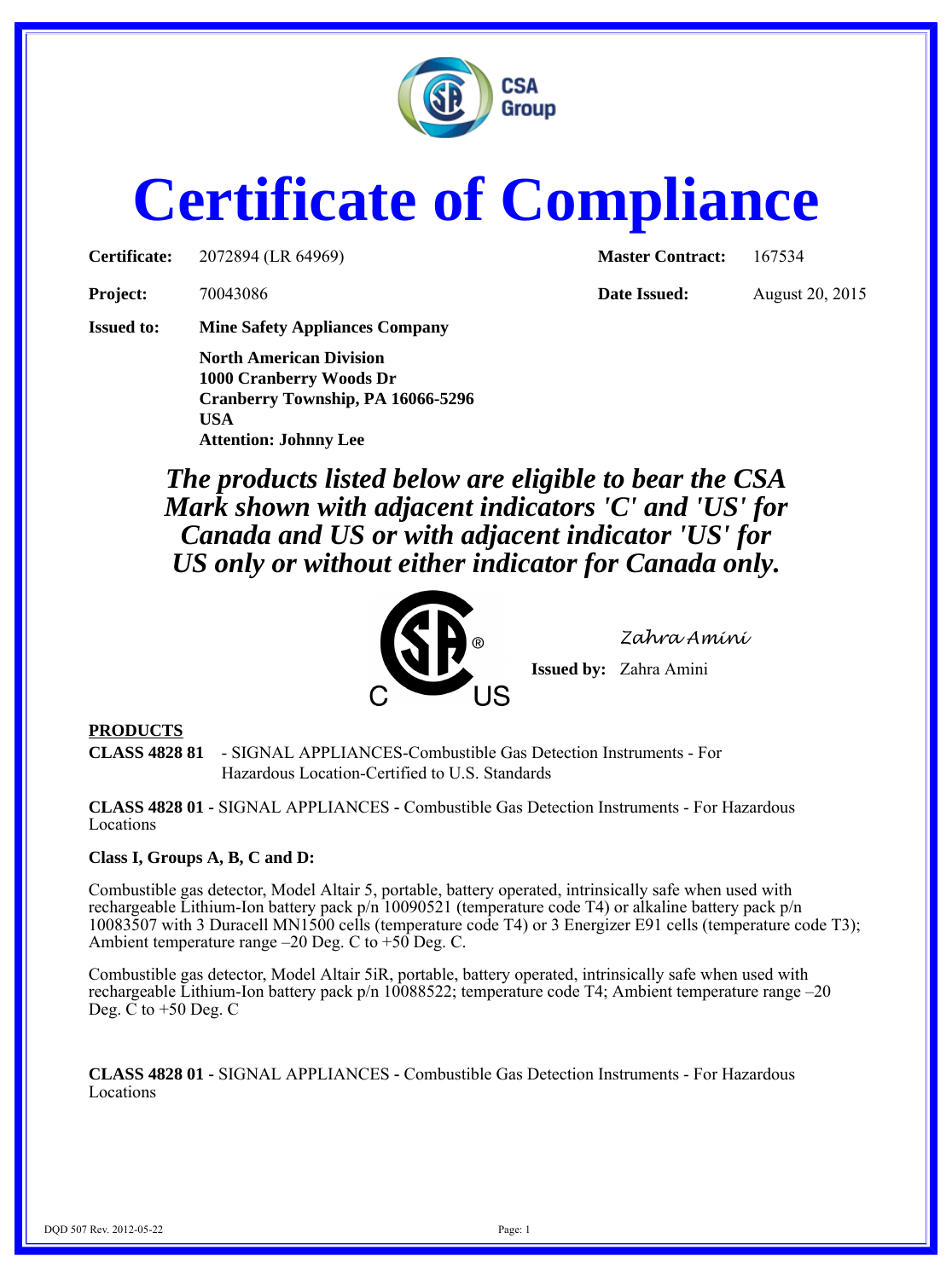# Certificate of Compliance

**Certificate:** 2072894 (LR 64969) **Master Contract:** 167534

**Project:** 70043086 **Date Issued:** August 20, 2015

**Issued to:** **Mine Safety Appliances Company**
**North American Division**
**1000 Cranberry Woods Dr**
**Cranberry Township, PA 16066-5296**
**USA**
**Attention: Johnny Lee**

***The products listed below are eligible to bear the CSA Mark shown with adjacent indicators 'C' and 'US' for Canada and US or with adjacent indicator 'US' for US only or without either indicator for Canada only.***

*Zahra Amini*

**Issued by:** Zahra Amini

**PRODUCTS**

**CLASS 4828 81** - SIGNAL APPLIANCES-Combustible Gas Detection Instruments - For Hazardous Location-Certified to U.S. Standards

**CLASS 4828 01 -** SIGNAL APPLIANCES - Combustible Gas Detection Instruments - For Hazardous Locations

**Class I, Groups A, B, C and D:**

Combustible gas detector, Model Altair 5, portable, battery operated, intrinsically safe when used with rechargeable Lithium-Ion battery pack p/n 10090521 (temperature code T4) or alkaline battery pack p/n 10083507 with 3 Duracell MN1500 cells (temperature code T4) or 3 Energizer E91 cells (temperature code T3); Ambient temperature range –20 Deg. C to +50 Deg. C.

Combustible gas detector, Model Altair 5iR, portable, battery operated, intrinsically safe when used with rechargeable Lithium-Ion battery pack p/n 10088522; temperature code T4; Ambient temperature range –20 Deg. C to +50 Deg. C

**CLASS 4828 01 -** SIGNAL APPLIANCES - Combustible Gas Detection Instruments - For Hazardous Locations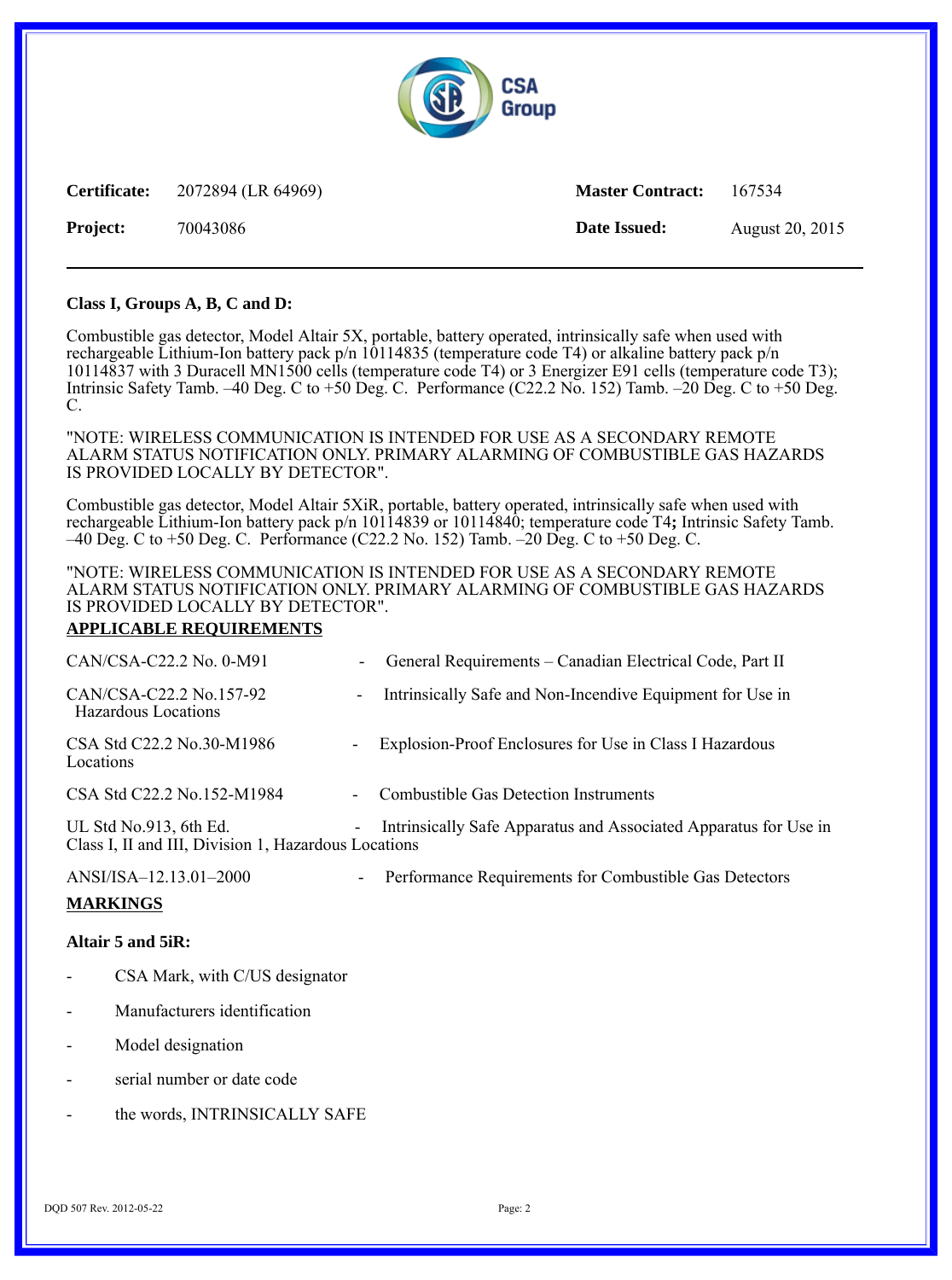| **Certificate:** | 2072894 (LR 64969) | **Master Contract:** | 167534 |
|---|---|---|---|
| **Project:** | 70043086 | **Date Issued:** | August 20, 2015 |

---

**Class I, Groups A, B, C and D:**

Combustible gas detector, Model Altair 5X, portable, battery operated, intrinsically safe when used with rechargeable Lithium-Ion battery pack p/n 10114835 (temperature code T4) or alkaline battery pack p/n 10114837 with 3 Duracell MN1500 cells (temperature code T4) or 3 Energizer E91 cells (temperature code T3); Intrinsic Safety Tamb. –40 Deg. C to +50 Deg. C. Performance (C22.2 No. 152) Tamb. –20 Deg. C to +50 Deg. C.

"NOTE: WIRELESS COMMUNICATION IS INTENDED FOR USE AS A SECONDARY REMOTE ALARM STATUS NOTIFICATION ONLY. PRIMARY ALARMING OF COMBUSTIBLE GAS HAZARDS IS PROVIDED LOCALLY BY DETECTOR".

Combustible gas detector, Model Altair 5XiR, portable, battery operated, intrinsically safe when used with rechargeable Lithium-Ion battery pack p/n 10114839 or 10114840; temperature code T4**;** Intrinsic Safety Tamb. –40 Deg. C to +50 Deg. C. Performance (C22.2 No. 152) Tamb. –20 Deg. C to +50 Deg. C.

"NOTE: WIRELESS COMMUNICATION IS INTENDED FOR USE AS A SECONDARY REMOTE ALARM STATUS NOTIFICATION ONLY. PRIMARY ALARMING OF COMBUSTIBLE GAS HAZARDS IS PROVIDED LOCALLY BY DETECTOR".

**APPLICABLE REQUIREMENTS**

CAN/CSA-C22.2 No. 0-M91 - General Requirements – Canadian Electrical Code, Part II

CAN/CSA-C22.2 No.157-92 - Intrinsically Safe and Non-Incendive Equipment for Use in Hazardous Locations

CSA Std C22.2 No.30-M1986 - Explosion-Proof Enclosures for Use in Class I Hazardous Locations

CSA Std C22.2 No.152-M1984 - Combustible Gas Detection Instruments

UL Std No.913, 6th Ed. - Intrinsically Safe Apparatus and Associated Apparatus for Use in Class I, II and III, Division 1, Hazardous Locations

ANSI/ISA–12.13.01–2000 - Performance Requirements for Combustible Gas Detectors

**MARKINGS**

**Altair 5 and 5iR:**

- CSA Mark, with C/US designator
- Manufacturers identification
- Model designation
- serial number or date code
- the words, INTRINSICALLY SAFE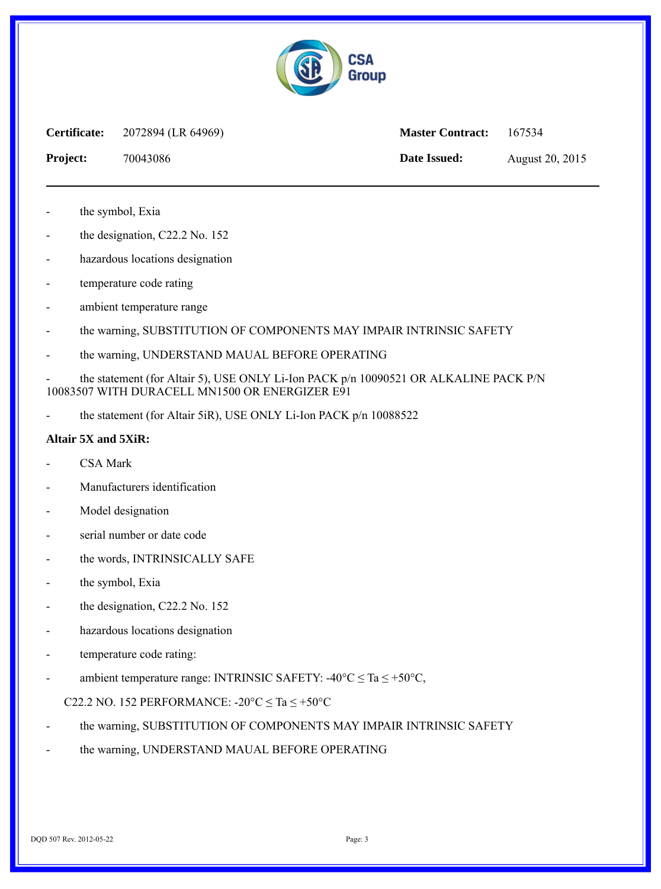**Certificate:** 2072894 (LR 64969) **Master Contract:** 167534

**Project:** 70043086 **Date Issued:** August 20, 2015

---

- the symbol, Exia
- the designation, C22.2 No. 152
- hazardous locations designation
- temperature code rating
- ambient temperature range
- the warning, SUBSTITUTION OF COMPONENTS MAY IMPAIR INTRINSIC SAFETY
- the warning, UNDERSTAND MAUAL BEFORE OPERATING
- the statement (for Altair 5), USE ONLY Li-Ion PACK p/n 10090521 OR ALKALINE PACK P/N 10083507 WITH DURACELL MN1500 OR ENERGIZER E91
- the statement (for Altair 5iR), USE ONLY Li-Ion PACK p/n 10088522

**Altair 5X and 5XiR:**

- CSA Mark
- Manufacturers identification
- Model designation
- serial number or date code
- the words, INTRINSICALLY SAFE
- the symbol, Exia
- the designation, C22.2 No. 152
- hazardous locations designation
- temperature code rating:
- ambient temperature range: INTRINSIC SAFETY: -40°C ≤ Ta ≤ +50°C,

  C22.2 NO. 152 PERFORMANCE: -20°C ≤ Ta ≤ +50°C
- the warning, SUBSTITUTION OF COMPONENTS MAY IMPAIR INTRINSIC SAFETY
- the warning, UNDERSTAND MAUAL BEFORE OPERATING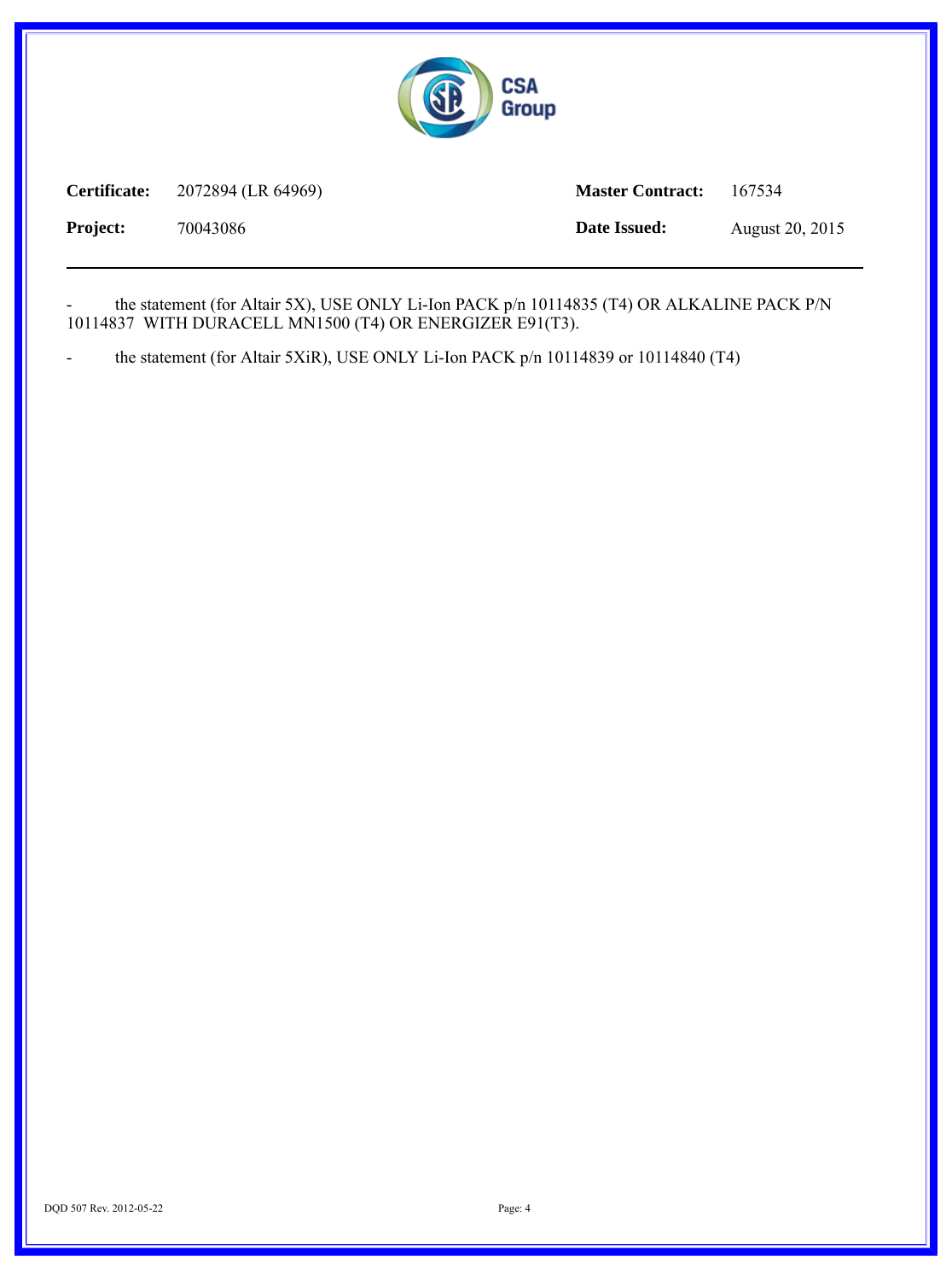| | | | |
|---|---|---|---|
| **Certificate:** | 2072894 (LR 64969) | **Master Contract:** | 167534 |
| **Project:** | 70043086 | **Date Issued:** | August 20, 2015 |

- the statement (for Altair 5X), USE ONLY Li-Ion PACK p/n 10114835 (T4) OR ALKALINE PACK P/N 10114837 WITH DURACELL MN1500 (T4) OR ENERGIZER E91(T3).

- the statement (for Altair 5XiR), USE ONLY Li-Ion PACK p/n 10114839 or 10114840 (T4)

DQD 507 Rev. 2012-05-22